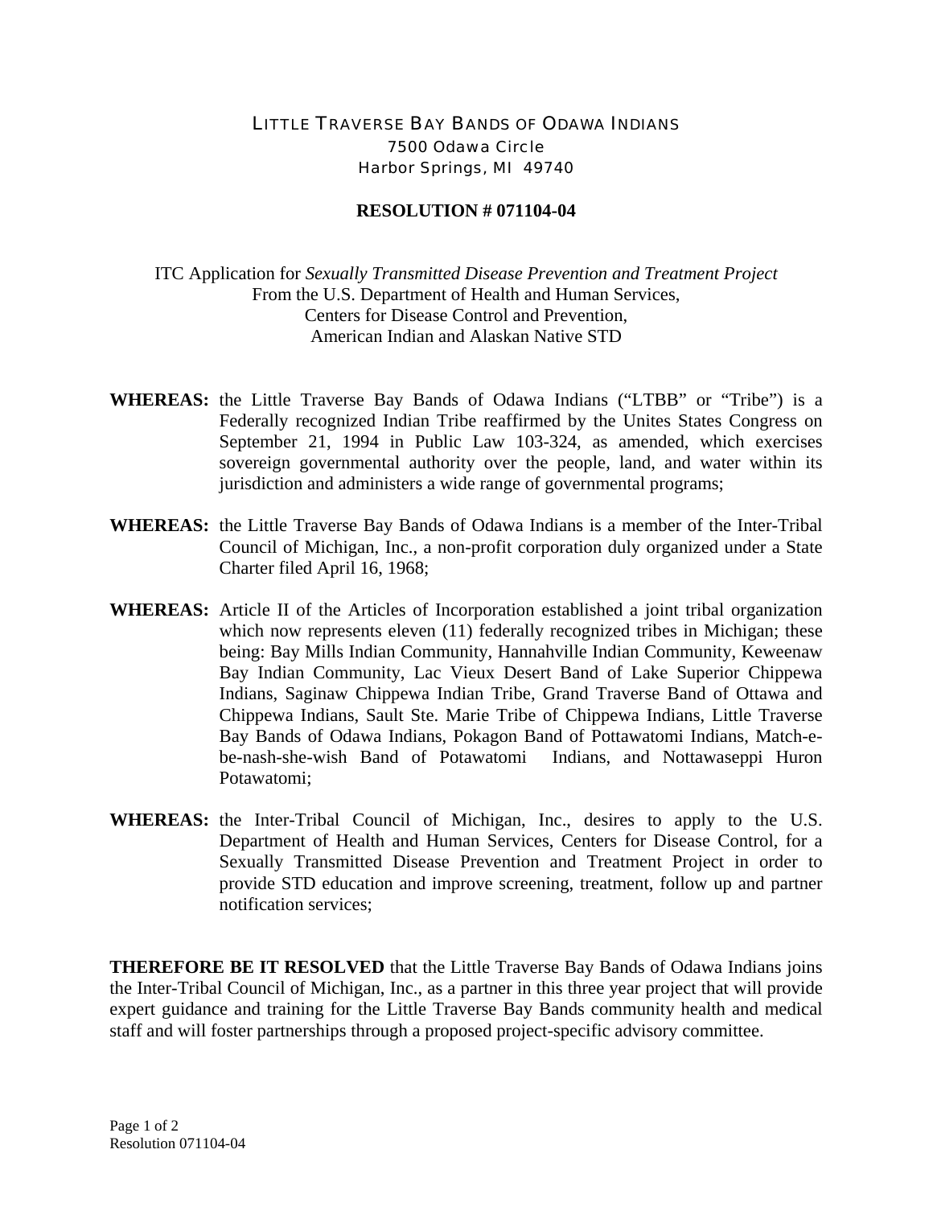# LITTLE TRAVERSE BAY BANDS OF ODAWA INDIANS

7500 Odawa Circle
Harbor Springs, MI 49740

## RESOLUTION # 071104-04

ITC Application for *Sexually Transmitted Disease Prevention and Treatment Project*
From the U.S. Department of Health and Human Services,
Centers for Disease Control and Prevention,
American Indian and Alaskan Native STD

**WHEREAS:** the Little Traverse Bay Bands of Odawa Indians ("LTBB" or "Tribe") is a Federally recognized Indian Tribe reaffirmed by the Unites States Congress on September 21, 1994 in Public Law 103-324, as amended, which exercises sovereign governmental authority over the people, land, and water within its jurisdiction and administers a wide range of governmental programs;

**WHEREAS:** the Little Traverse Bay Bands of Odawa Indians is a member of the Inter-Tribal Council of Michigan, Inc., a non-profit corporation duly organized under a State Charter filed April 16, 1968;

**WHEREAS:** Article II of the Articles of Incorporation established a joint tribal organization which now represents eleven (11) federally recognized tribes in Michigan; these being: Bay Mills Indian Community, Hannahville Indian Community, Keweenaw Bay Indian Community, Lac Vieux Desert Band of Lake Superior Chippewa Indians, Saginaw Chippewa Indian Tribe, Grand Traverse Band of Ottawa and Chippewa Indians, Sault Ste. Marie Tribe of Chippewa Indians, Little Traverse Bay Bands of Odawa Indians, Pokagon Band of Pottawatomi Indians, Match-e-be-nash-she-wish Band of Potawatomi Indians, and Nottawaseppi Huron Potawatomi;

**WHEREAS:** the Inter-Tribal Council of Michigan, Inc., desires to apply to the U.S. Department of Health and Human Services, Centers for Disease Control, for a Sexually Transmitted Disease Prevention and Treatment Project in order to provide STD education and improve screening, treatment, follow up and partner notification services;

**THEREFORE BE IT RESOLVED** that the Little Traverse Bay Bands of Odawa Indians joins the Inter-Tribal Council of Michigan, Inc., as a partner in this three year project that will provide expert guidance and training for the Little Traverse Bay Bands community health and medical staff and will foster partnerships through a proposed project-specific advisory committee.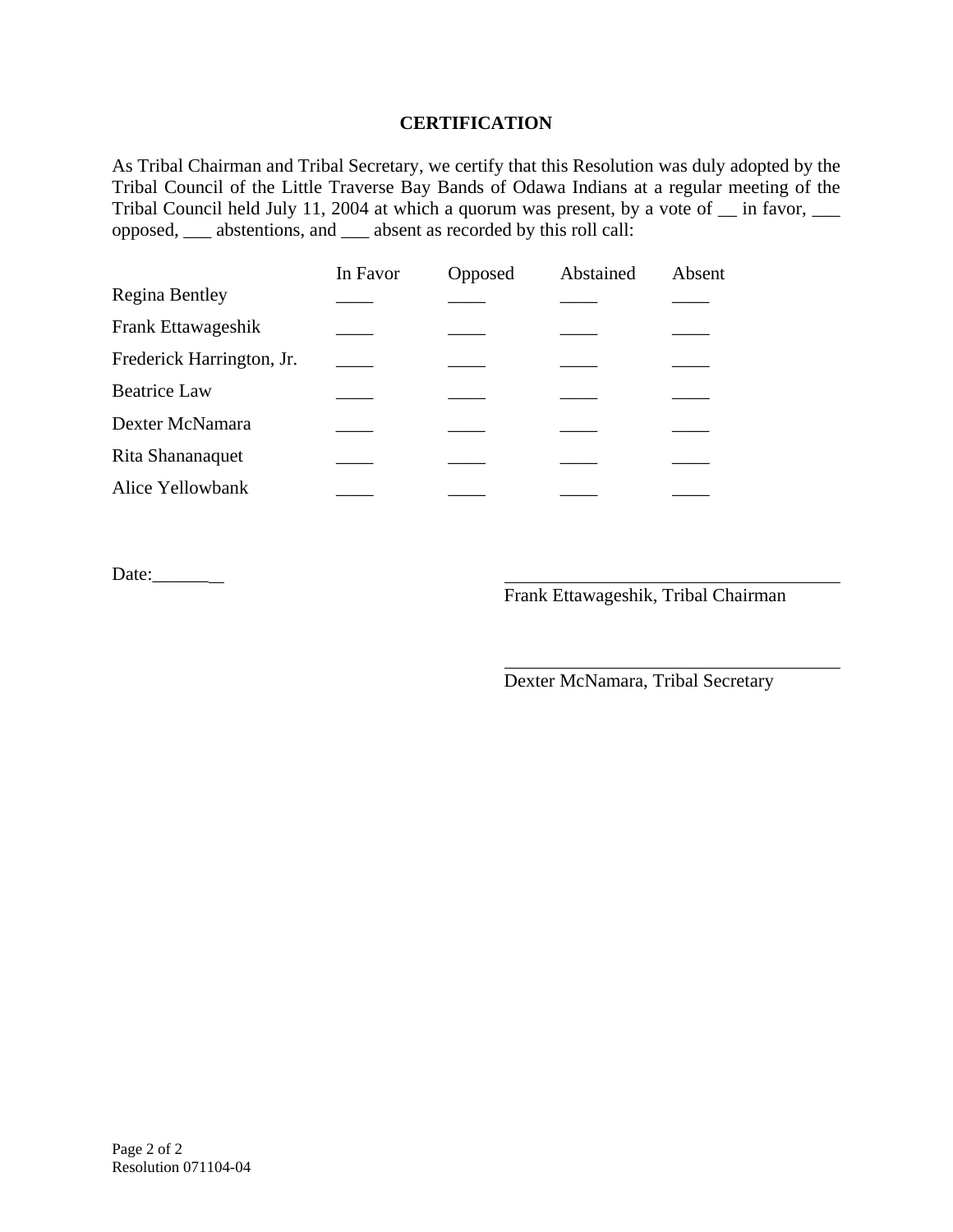## CERTIFICATION

As Tribal Chairman and Tribal Secretary, we certify that this Resolution was duly adopted by the Tribal Council of the Little Traverse Bay Bands of Odawa Indians at a regular meeting of the Tribal Council held July 11, 2004 at which a quorum was present, by a vote of __ in favor, ___ opposed, ___ abstentions, and ___ absent as recorded by this roll call:

| | In Favor | Opposed | Abstained | Absent |
|---|---|---|---|---|
| Regina Bentley | ____ | ____ | ____ | ____ |
| Frank Ettawageshik | ____ | ____ | ____ | ____ |
| Frederick Harrington, Jr. | ____ | ____ | ____ | ____ |
| Beatrice Law | ____ | ____ | ____ | ____ |
| Dexter McNamara | ____ | ____ | ____ | ____ |
| Rita Shananaquet | ____ | ____ | ____ | ____ |
| Alice Yellowbank | ____ | ____ | ____ | ____ |

Date:________

______________________________
Frank Ettawageshik, Tribal Chairman

______________________________
Dexter McNamara, Tribal Secretary

Resolution 071104-04